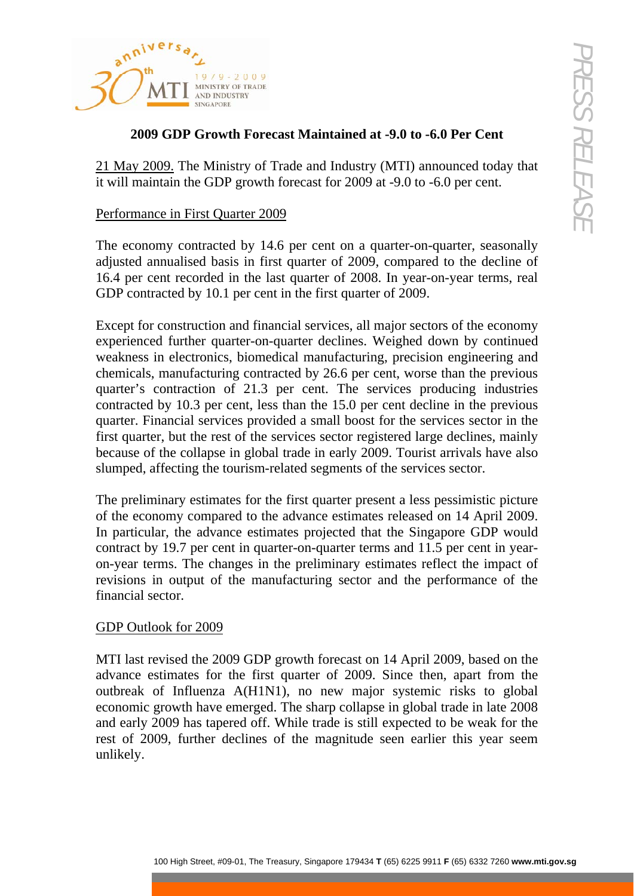# 2009 GDP Growth Forecast Maintained at -9.0 to -6.0 Per Cent

21 May 2009. The Ministry of Trade and Industry (MTI) announced today that it will maintain the GDP growth forecast for 2009 at -9.0 to -6.0 per cent.

## Performance in First Quarter 2009

The economy contracted by 14.6 per cent on a quarter-on-quarter, seasonally adjusted annualised basis in first quarter of 2009, compared to the decline of 16.4 per cent recorded in the last quarter of 2008. In year-on-year terms, real GDP contracted by 10.1 per cent in the first quarter of 2009.

Except for construction and financial services, all major sectors of the economy experienced further quarter-on-quarter declines. Weighed down by continued weakness in electronics, biomedical manufacturing, precision engineering and chemicals, manufacturing contracted by 26.6 per cent, worse than the previous quarter's contraction of 21.3 per cent. The services producing industries contracted by 10.3 per cent, less than the 15.0 per cent decline in the previous quarter. Financial services provided a small boost for the services sector in the first quarter, but the rest of the services sector registered large declines, mainly because of the collapse in global trade in early 2009. Tourist arrivals have also slumped, affecting the tourism-related segments of the services sector.

The preliminary estimates for the first quarter present a less pessimistic picture of the economy compared to the advance estimates released on 14 April 2009. In particular, the advance estimates projected that the Singapore GDP would contract by 19.7 per cent in quarter-on-quarter terms and 11.5 per cent in year-on-year terms. The changes in the preliminary estimates reflect the impact of revisions in output of the manufacturing sector and the performance of the financial sector.

## GDP Outlook for 2009

MTI last revised the 2009 GDP growth forecast on 14 April 2009, based on the advance estimates for the first quarter of 2009. Since then, apart from the outbreak of Influenza A(H1N1), no new major systemic risks to global economic growth have emerged. The sharp collapse in global trade in late 2008 and early 2009 has tapered off. While trade is still expected to be weak for the rest of 2009, further declines of the magnitude seen earlier this year seem unlikely.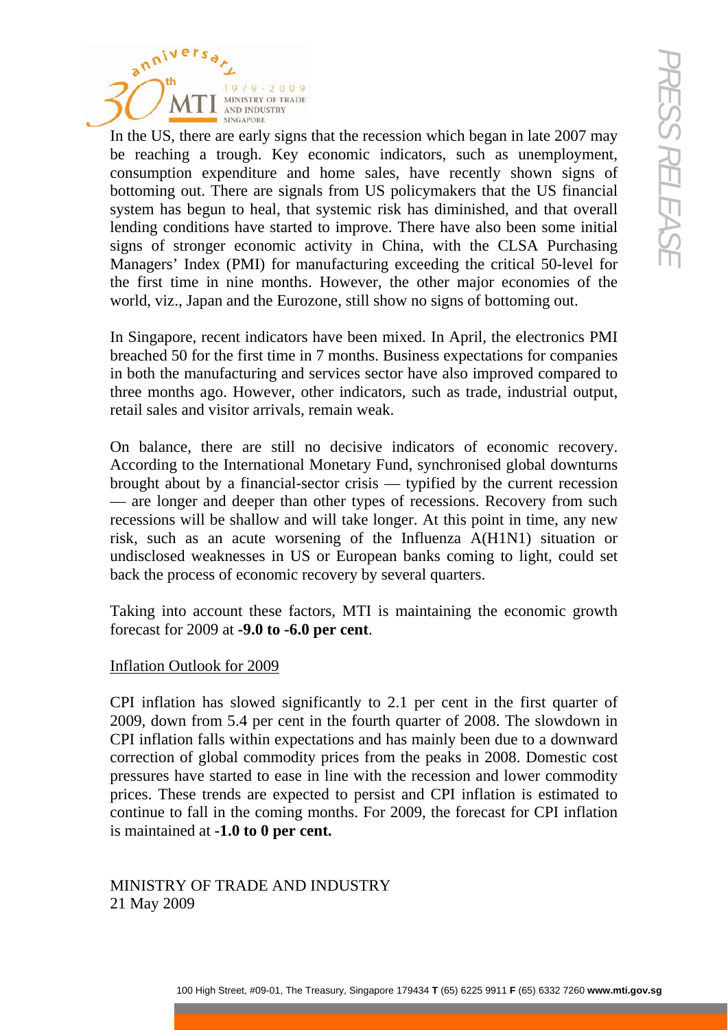In the US, there are early signs that the recession which began in late 2007 may be reaching a trough. Key economic indicators, such as unemployment, consumption expenditure and home sales, have recently shown signs of bottoming out. There are signals from US policymakers that the US financial system has begun to heal, that systemic risk has diminished, and that overall lending conditions have started to improve. There have also been some initial signs of stronger economic activity in China, with the CLSA Purchasing Managers' Index (PMI) for manufacturing exceeding the critical 50-level for the first time in nine months. However, the other major economies of the world, viz., Japan and the Eurozone, still show no signs of bottoming out.

In Singapore, recent indicators have been mixed. In April, the electronics PMI breached 50 for the first time in 7 months. Business expectations for companies in both the manufacturing and services sector have also improved compared to three months ago. However, other indicators, such as trade, industrial output, retail sales and visitor arrivals, remain weak.

On balance, there are still no decisive indicators of economic recovery. According to the International Monetary Fund, synchronised global downturns brought about by a financial-sector crisis — typified by the current recession — are longer and deeper than other types of recessions. Recovery from such recessions will be shallow and will take longer. At this point in time, any new risk, such as an acute worsening of the Influenza A(H1N1) situation or undisclosed weaknesses in US or European banks coming to light, could set back the process of economic recovery by several quarters.

Taking into account these factors, MTI is maintaining the economic growth forecast for 2009 at **-9.0 to -6.0 per cent**.

## Inflation Outlook for 2009

CPI inflation has slowed significantly to 2.1 per cent in the first quarter of 2009, down from 5.4 per cent in the fourth quarter of 2008. The slowdown in CPI inflation falls within expectations and has mainly been due to a downward correction of global commodity prices from the peaks in 2008. Domestic cost pressures have started to ease in line with the recession and lower commodity prices. These trends are expected to persist and CPI inflation is estimated to continue to fall in the coming months. For 2009, the forecast for CPI inflation is maintained at **-1.0 to 0 per cent.**

MINISTRY OF TRADE AND INDUSTRY
21 May 2009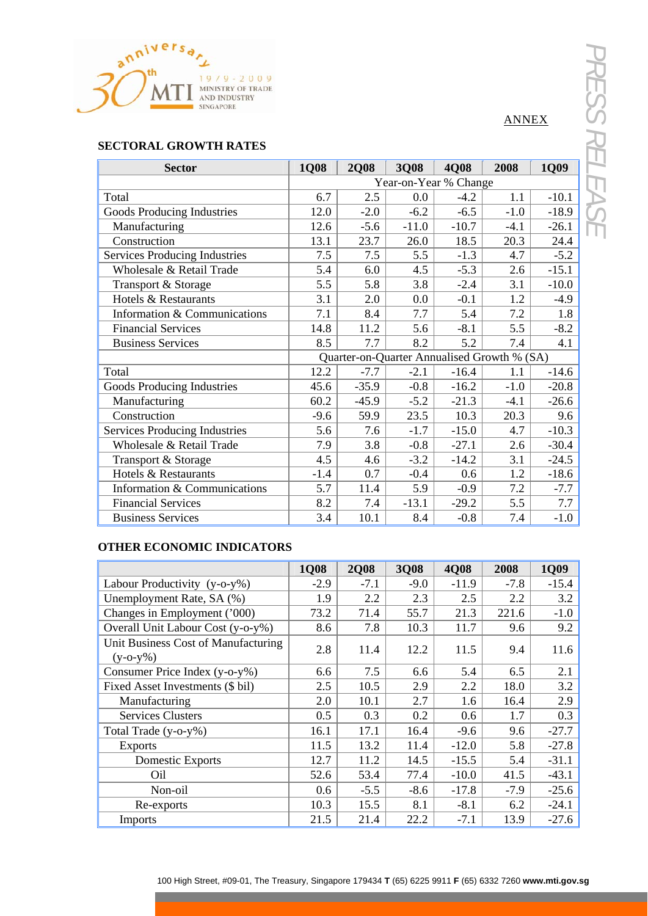ANNEX

## SECTORAL GROWTH RATES

| Sector | 1Q08 | 2Q08 | 3Q08 | 4Q08 | 2008 | 1Q09 |
|---|---|---|---|---|---|---|
| | Year-on-Year % Change | | | | | |
| Total | 6.7 | 2.5 | 0.0 | -4.2 | 1.1 | -10.1 |
| Goods Producing Industries | 12.0 | -2.0 | -6.2 | -6.5 | -1.0 | -18.9 |
| Manufacturing | 12.6 | -5.6 | -11.0 | -10.7 | -4.1 | -26.1 |
| Construction | 13.1 | 23.7 | 26.0 | 18.5 | 20.3 | 24.4 |
| Services Producing Industries | 7.5 | 7.5 | 5.5 | -1.3 | 4.7 | -5.2 |
| Wholesale & Retail Trade | 5.4 | 6.0 | 4.5 | -5.3 | 2.6 | -15.1 |
| Transport & Storage | 5.5 | 5.8 | 3.8 | -2.4 | 3.1 | -10.0 |
| Hotels & Restaurants | 3.1 | 2.0 | 0.0 | -0.1 | 1.2 | -4.9 |
| Information & Communications | 7.1 | 8.4 | 7.7 | 5.4 | 7.2 | 1.8 |
| Financial Services | 14.8 | 11.2 | 5.6 | -8.1 | 5.5 | -8.2 |
| Business Services | 8.5 | 7.7 | 8.2 | 5.2 | 7.4 | 4.1 |
| | Quarter-on-Quarter Annualised Growth % (SA) | | | | | |
| Total | 12.2 | -7.7 | -2.1 | -16.4 | 1.1 | -14.6 |
| Goods Producing Industries | 45.6 | -35.9 | -0.8 | -16.2 | -1.0 | -20.8 |
| Manufacturing | 60.2 | -45.9 | -5.2 | -21.3 | -4.1 | -26.6 |
| Construction | -9.6 | 59.9 | 23.5 | 10.3 | 20.3 | 9.6 |
| Services Producing Industries | 5.6 | 7.6 | -1.7 | -15.0 | 4.7 | -10.3 |
| Wholesale & Retail Trade | 7.9 | 3.8 | -0.8 | -27.1 | 2.6 | -30.4 |
| Transport & Storage | 4.5 | 4.6 | -3.2 | -14.2 | 3.1 | -24.5 |
| Hotels & Restaurants | -1.4 | 0.7 | -0.4 | 0.6 | 1.2 | -18.6 |
| Information & Communications | 5.7 | 11.4 | 5.9 | -0.9 | 7.2 | -7.7 |
| Financial Services | 8.2 | 7.4 | -13.1 | -29.2 | 5.5 | 7.7 |
| Business Services | 3.4 | 10.1 | 8.4 | -0.8 | 7.4 | -1.0 |

## OTHER ECONOMIC INDICATORS

| | 1Q08 | 2Q08 | 3Q08 | 4Q08 | 2008 | 1Q09 |
|---|---|---|---|---|---|---|
| Labour Productivity (y-o-y%) | -2.9 | -7.1 | -9.0 | -11.9 | -7.8 | -15.4 |
| Unemployment Rate, SA (%) | 1.9 | 2.2 | 2.3 | 2.5 | 2.2 | 3.2 |
| Changes in Employment ('000) | 73.2 | 71.4 | 55.7 | 21.3 | 221.6 | -1.0 |
| Overall Unit Labour Cost (y-o-y%) | 8.6 | 7.8 | 10.3 | 11.7 | 9.6 | 9.2 |
| Unit Business Cost of Manufacturing (y-o-y%) | 2.8 | 11.4 | 12.2 | 11.5 | 9.4 | 11.6 |
| Consumer Price Index (y-o-y%) | 6.6 | 7.5 | 6.6 | 5.4 | 6.5 | 2.1 |
| Fixed Asset Investments ($ bil) | 2.5 | 10.5 | 2.9 | 2.2 | 18.0 | 3.2 |
| Manufacturing | 2.0 | 10.1 | 2.7 | 1.6 | 16.4 | 2.9 |
| Services Clusters | 0.5 | 0.3 | 0.2 | 0.6 | 1.7 | 0.3 |
| Total Trade (y-o-y%) | 16.1 | 17.1 | 16.4 | -9.6 | 9.6 | -27.7 |
| Exports | 11.5 | 13.2 | 11.4 | -12.0 | 5.8 | -27.8 |
| Domestic Exports | 12.7 | 11.2 | 14.5 | -15.5 | 5.4 | -31.1 |
| Oil | 52.6 | 53.4 | 77.4 | -10.0 | 41.5 | -43.1 |
| Non-oil | 0.6 | -5.5 | -8.6 | -17.8 | -7.9 | -25.6 |
| Re-exports | 10.3 | 15.5 | 8.1 | -8.1 | 6.2 | -24.1 |
| Imports | 21.5 | 21.4 | 22.2 | -7.1 | 13.9 | -27.6 |